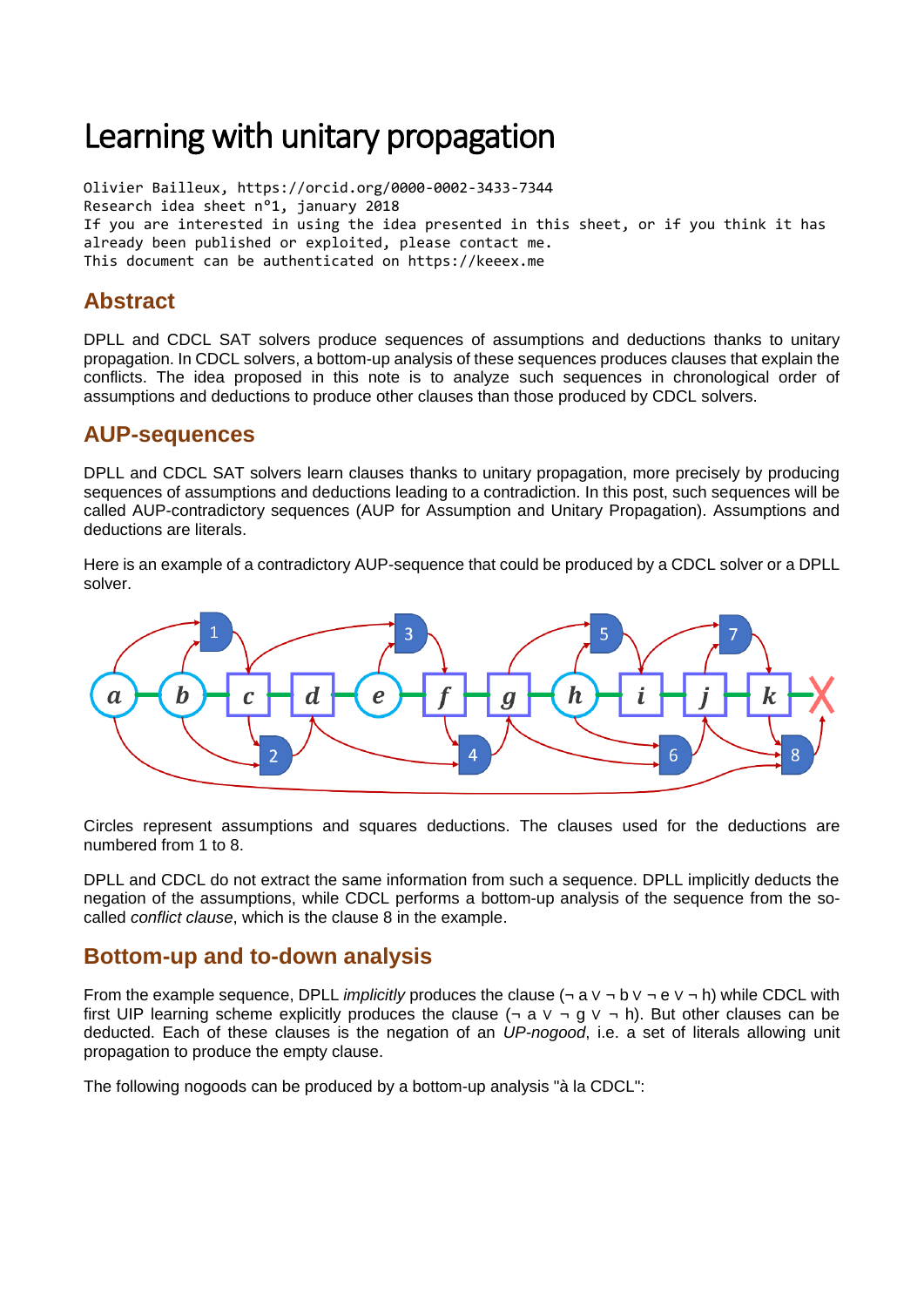# Learning with unitary propagation

```
Olivier Bailleux, https://orcid.org/0000-0002-3433-7344
Research idea sheet n°1, january 2018
If you are interested in using the idea presented in this sheet, or if you think it has
already been published or exploited, please contact me.
This document can be authenticated on https://keeex.me
```

## Abstract

DPLL and CDCL SAT solvers produce sequences of assumptions and deductions thanks to unitary propagation. In CDCL solvers, a bottom-up analysis of these sequences produces clauses that explain the conflicts. The idea proposed in this note is to analyze such sequences in chronological order of assumptions and deductions to produce other clauses than those produced by CDCL solvers.

## AUP-sequences

DPLL and CDCL SAT solvers learn clauses thanks to unitary propagation, more precisely by producing sequences of assumptions and deductions leading to a contradiction. In this post, such sequences will be called AUP-contradictory sequences (AUP for Assumption and Unitary Propagation). Assumptions and deductions are literals.

Here is an example of a contradictory AUP-sequence that could be produced by a CDCL solver or a DPLL solver.

Circles represent assumptions and squares deductions. The clauses used for the deductions are numbered from 1 to 8.

DPLL and CDCL do not extract the same information from such a sequence. DPLL implicitly deducts the negation of the assumptions, while CDCL performs a bottom-up analysis of the sequence from the so-called *conflict clause*, which is the clause 8 in the example.

## Bottom-up and to-down analysis

From the example sequence, DPLL *implicitly* produces the clause (¬ a ∨ ¬ b ∨ ¬ e ∨ ¬ h) while CDCL with first UIP learning scheme explicitly produces the clause (¬ a ∨ ¬ g ∨ ¬ h). But other clauses can be deducted. Each of these clauses is the negation of an *UP-nogood*, i.e. a set of literals allowing unit propagation to produce the empty clause.

The following nogoods can be produced by a bottom-up analysis "à la CDCL":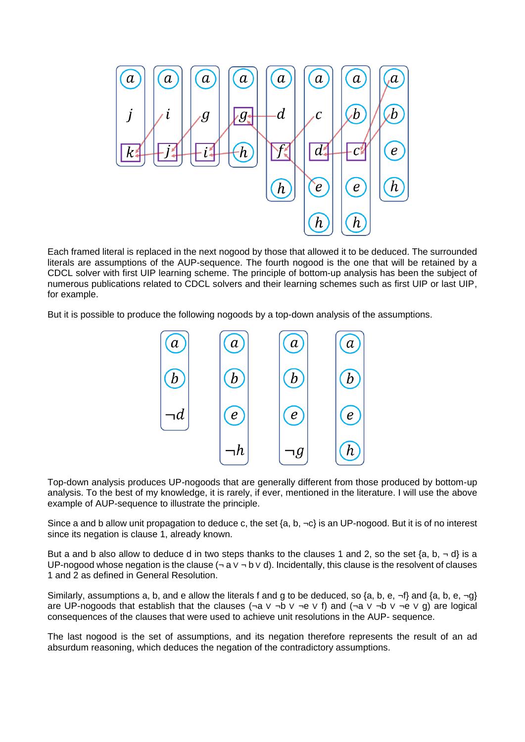Each framed literal is replaced in the next nogood by those that allowed it to be deduced. The surrounded literals are assumptions of the AUP-sequence. The fourth nogood is the one that will be retained by a CDCL solver with first UIP learning scheme. The principle of bottom-up analysis has been the subject of numerous publications related to CDCL solvers and their learning schemes such as first UIP or last UIP, for example.

But it is possible to produce the following nogoods by a top-down analysis of the assumptions.

Top-down analysis produces UP-nogoods that are generally different from those produced by bottom-up analysis. To the best of my knowledge, it is rarely, if ever, mentioned in the literature. I will use the above example of AUP-sequence to illustrate the principle.

Since a and b allow unit propagation to deduce c, the set {a, b, ¬c} is an UP-nogood. But it is of no interest since its negation is clause 1, already known.

But a and b also allow to deduce d in two steps thanks to the clauses 1 and 2, so the set {a, b, ¬ d} is a UP-nogood whose negation is the clause (¬ a ∨ ¬ b ∨ d). Incidentally, this clause is the resolvent of clauses 1 and 2 as defined in General Resolution.

Similarly, assumptions a, b, and e allow the literals f and g to be deduced, so {a, b, e, ¬f} and {a, b, e, ¬g} are UP-nogoods that establish that the clauses (¬a ∨ ¬b ∨ ¬e ∨ f) and (¬a ∨ ¬b ∨ ¬e ∨ g) are logical consequences of the clauses that were used to achieve unit resolutions in the AUP- sequence.

The last nogood is the set of assumptions, and its negation therefore represents the result of an ad absurdum reasoning, which deduces the negation of the contradictory assumptions.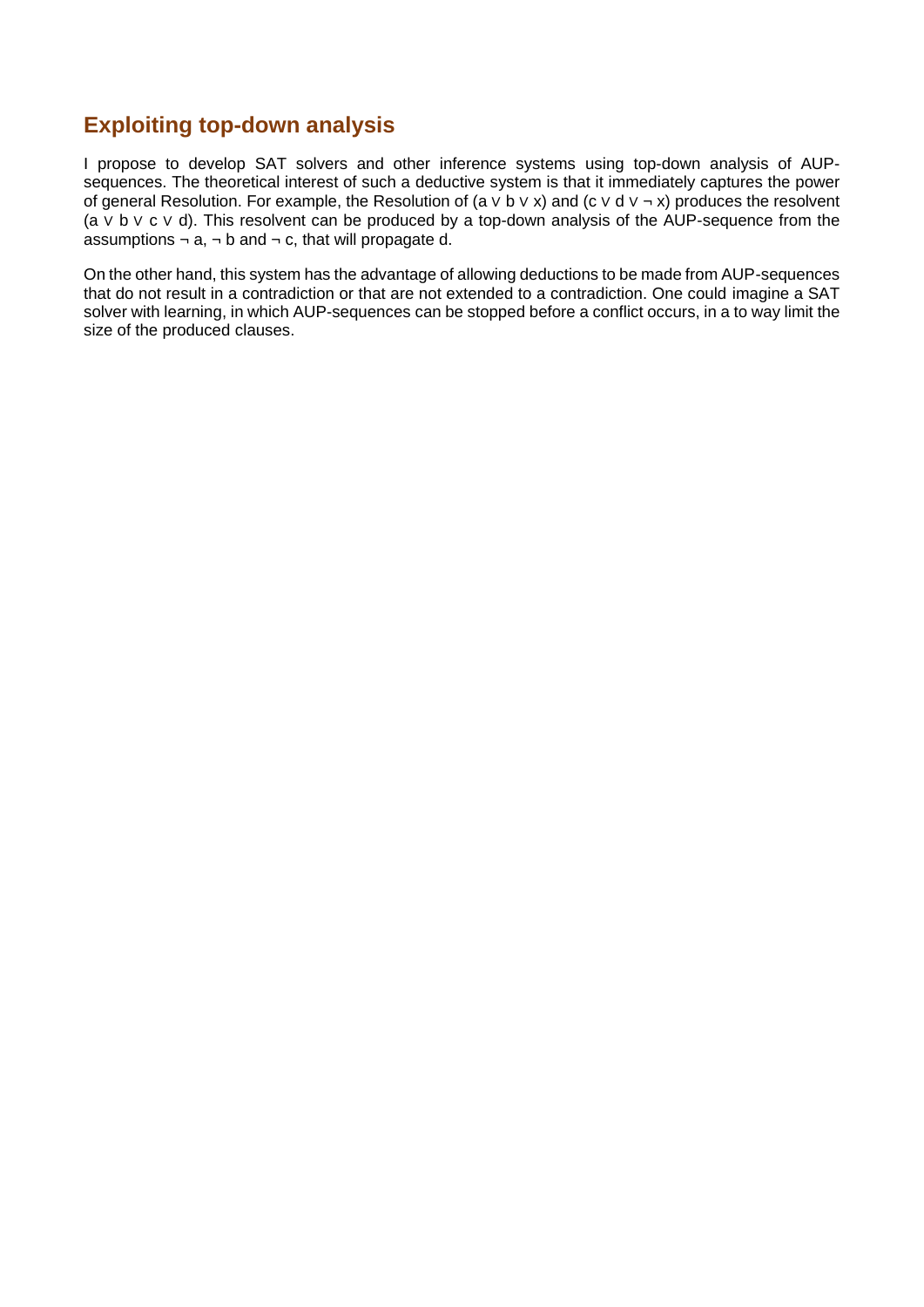## Exploiting top-down analysis

I propose to develop SAT solvers and other inference systems using top-down analysis of AUP-sequences. The theoretical interest of such a deductive system is that it immediately captures the power of general Resolution. For example, the Resolution of $(a \vee b \vee x)$ and $(c \vee d \vee \neg x)$ produces the resolvent $(a \vee b \vee c \vee d)$. This resolvent can be produced by a top-down analysis of the AUP-sequence from the assumptions $\neg a$, $\neg b$ and $\neg c$, that will propagate d.

On the other hand, this system has the advantage of allowing deductions to be made from AUP-sequences that do not result in a contradiction or that are not extended to a contradiction. One could imagine a SAT solver with learning, in which AUP-sequences can be stopped before a conflict occurs, in a to way limit the size of the produced clauses.